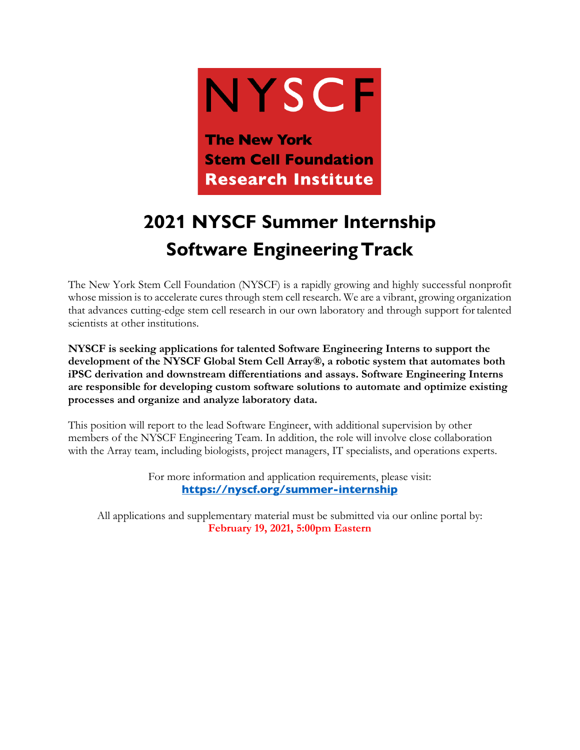NYSCF

**The New York Stem Cell Foundation Research Institute**

# 2021 NYSCF Summer Internship
# Software Engineering Track

The New York Stem Cell Foundation (NYSCF) is a rapidly growing and highly successful nonprofit whose mission is to accelerate cures through stem cell research. We are a vibrant, growing organization that advances cutting-edge stem cell research in our own laboratory and through support for talented scientists at other institutions.

**NYSCF is seeking applications for talented Software Engineering Interns to support the development of the NYSCF Global Stem Cell Array®, a robotic system that automates both iPSC derivation and downstream differentiations and assays. Software Engineering Interns are responsible for developing custom software solutions to automate and optimize existing processes and organize and analyze laboratory data.**

This position will report to the lead Software Engineer, with additional supervision by other members of the NYSCF Engineering Team. In addition, the role will involve close collaboration with the Array team, including biologists, project managers, IT specialists, and operations experts.

For more information and application requirements, please visit:
**https://nyscf.org/summer-internship**

All applications and supplementary material must be submitted via our online portal by:
**February 19, 2021, 5:00pm Eastern**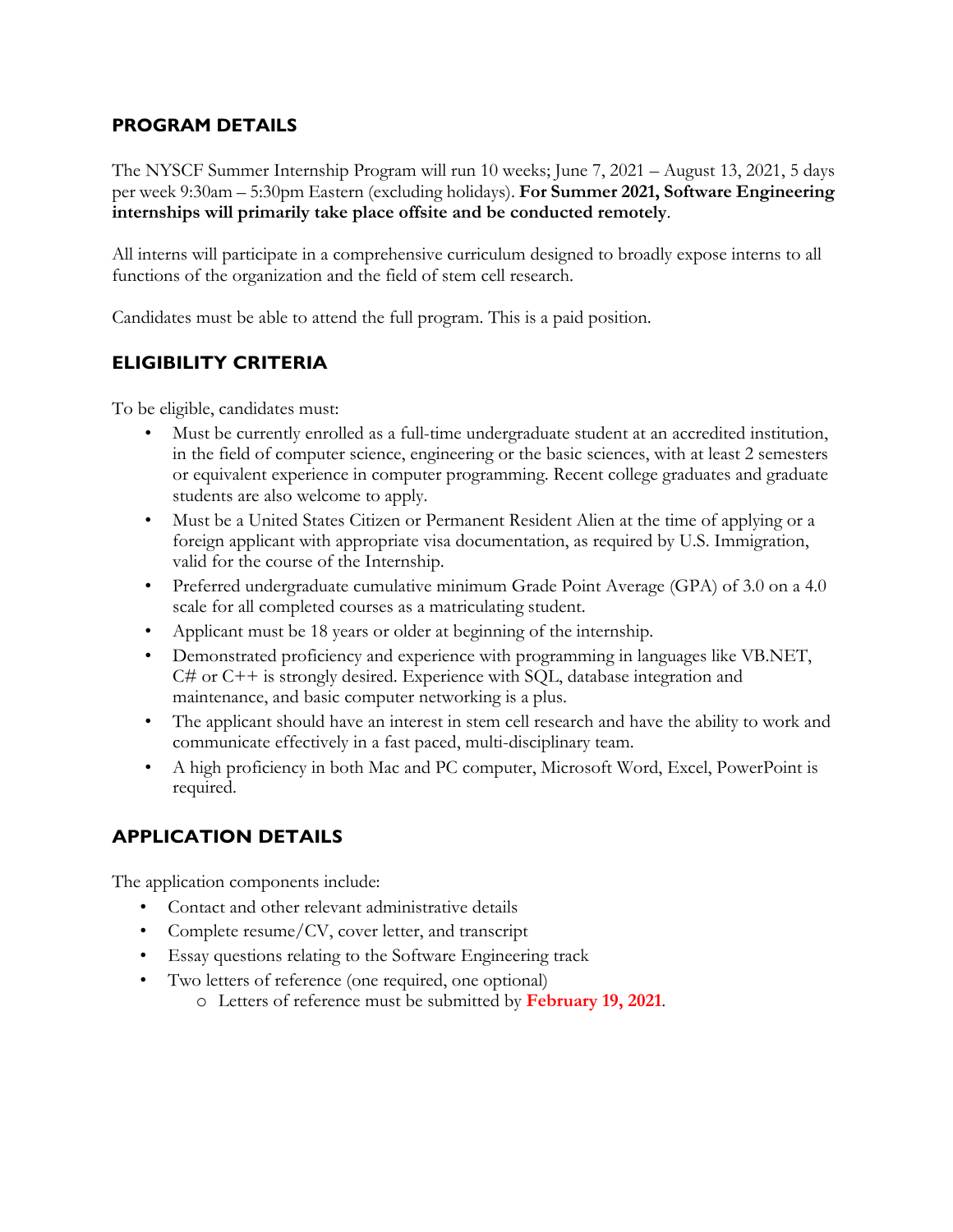## PROGRAM DETAILS

The NYSCF Summer Internship Program will run 10 weeks; June 7, 2021 – August 13, 2021, 5 days per week 9:30am – 5:30pm Eastern (excluding holidays). **For Summer 2021, Software Engineering internships will primarily take place offsite and be conducted remotely**.

All interns will participate in a comprehensive curriculum designed to broadly expose interns to all functions of the organization and the field of stem cell research.

Candidates must be able to attend the full program. This is a paid position.

## ELIGIBILITY CRITERIA

To be eligible, candidates must:

- Must be currently enrolled as a full-time undergraduate student at an accredited institution, in the field of computer science, engineering or the basic sciences, with at least 2 semesters or equivalent experience in computer programming. Recent college graduates and graduate students are also welcome to apply.
- Must be a United States Citizen or Permanent Resident Alien at the time of applying or a foreign applicant with appropriate visa documentation, as required by U.S. Immigration, valid for the course of the Internship.
- Preferred undergraduate cumulative minimum Grade Point Average (GPA) of 3.0 on a 4.0 scale for all completed courses as a matriculating student.
- Applicant must be 18 years or older at beginning of the internship.
- Demonstrated proficiency and experience with programming in languages like VB.NET, C# or C++ is strongly desired. Experience with SQL, database integration and maintenance, and basic computer networking is a plus.
- The applicant should have an interest in stem cell research and have the ability to work and communicate effectively in a fast paced, multi-disciplinary team.
- A high proficiency in both Mac and PC computer, Microsoft Word, Excel, PowerPoint is required.

## APPLICATION DETAILS

The application components include:

- Contact and other relevant administrative details
- Complete resume/CV, cover letter, and transcript
- Essay questions relating to the Software Engineering track
- Two letters of reference (one required, one optional)
  - Letters of reference must be submitted by **February 19, 2021**.